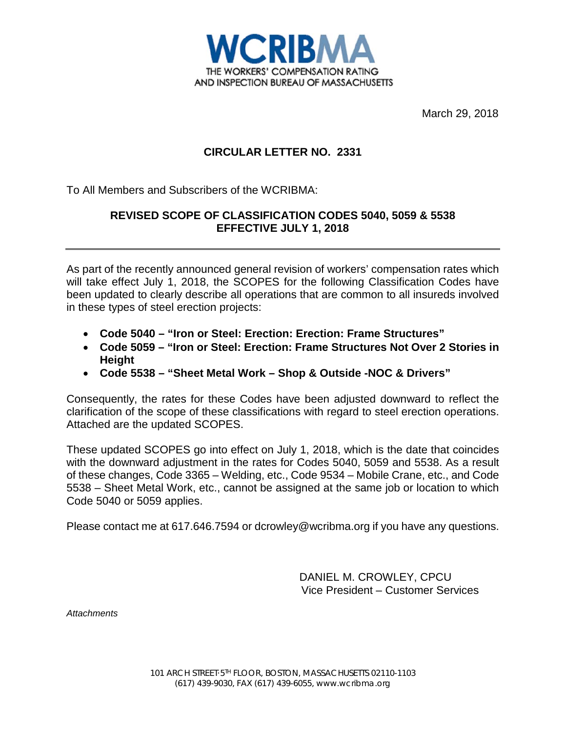**WCRIBMA**
THE WORKERS' COMPENSATION RATING AND INSPECTION BUREAU OF MASSACHUSETTS

March 29, 2018

## CIRCULAR LETTER NO. 2331

To All Members and Subscribers of the WCRIBMA:

### REVISED SCOPE OF CLASSIFICATION CODES 5040, 5059 & 5538 EFFECTIVE JULY 1, 2018

---

As part of the recently announced general revision of workers' compensation rates which will take effect July 1, 2018, the SCOPES for the following Classification Codes have been updated to clearly describe all operations that are common to all insureds involved in these types of steel erection projects:

- **Code 5040 – "Iron or Steel: Erection: Erection: Frame Structures"**
- **Code 5059 – "Iron or Steel: Erection: Frame Structures Not Over 2 Stories in Height**
- **Code 5538 – "Sheet Metal Work – Shop & Outside -NOC & Drivers"**

Consequently, the rates for these Codes have been adjusted downward to reflect the clarification of the scope of these classifications with regard to steel erection operations. Attached are the updated SCOPES.

These updated SCOPES go into effect on July 1, 2018, which is the date that coincides with the downward adjustment in the rates for Codes 5040, 5059 and 5538. As a result of these changes, Code 3365 – Welding, etc., Code 9534 – Mobile Crane, etc., and Code 5538 – Sheet Metal Work, etc., cannot be assigned at the same job or location to which Code 5040 or 5059 applies.

Please contact me at 617.646.7594 or dcrowley@wcribma.org if you have any questions.

DANIEL M. CROWLEY, CPCU
Vice President – Customer Services

*Attachments*

101 ARCH STREET-5TH FLOOR, BOSTON, MASSACHUSETTS 02110-1103
(617) 439-9030, FAX (617) 439-6055, www.wcribma.org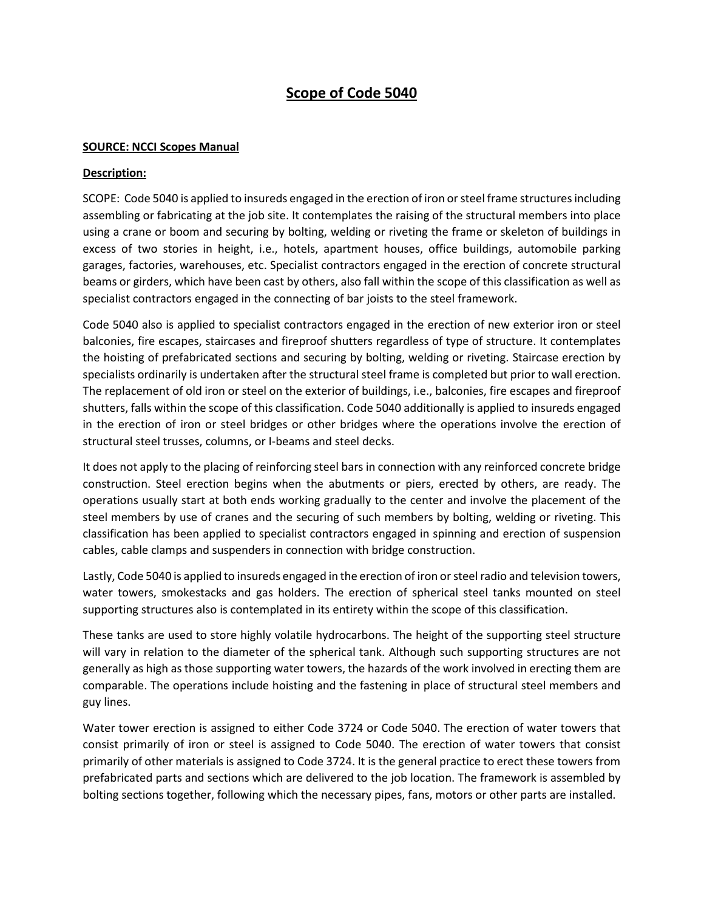# Scope of Code 5040

**SOURCE: NCCI Scopes Manual**

**Description:**

SCOPE: Code 5040 is applied to insureds engaged in the erection of iron or steel frame structures including assembling or fabricating at the job site. It contemplates the raising of the structural members into place using a crane or boom and securing by bolting, welding or riveting the frame or skeleton of buildings in excess of two stories in height, i.e., hotels, apartment houses, office buildings, automobile parking garages, factories, warehouses, etc. Specialist contractors engaged in the erection of concrete structural beams or girders, which have been cast by others, also fall within the scope of this classification as well as specialist contractors engaged in the connecting of bar joists to the steel framework.

Code 5040 also is applied to specialist contractors engaged in the erection of new exterior iron or steel balconies, fire escapes, staircases and fireproof shutters regardless of type of structure. It contemplates the hoisting of prefabricated sections and securing by bolting, welding or riveting. Staircase erection by specialists ordinarily is undertaken after the structural steel frame is completed but prior to wall erection. The replacement of old iron or steel on the exterior of buildings, i.e., balconies, fire escapes and fireproof shutters, falls within the scope of this classification. Code 5040 additionally is applied to insureds engaged in the erection of iron or steel bridges or other bridges where the operations involve the erection of structural steel trusses, columns, or I-beams and steel decks.

It does not apply to the placing of reinforcing steel bars in connection with any reinforced concrete bridge construction. Steel erection begins when the abutments or piers, erected by others, are ready. The operations usually start at both ends working gradually to the center and involve the placement of the steel members by use of cranes and the securing of such members by bolting, welding or riveting. This classification has been applied to specialist contractors engaged in spinning and erection of suspension cables, cable clamps and suspenders in connection with bridge construction.

Lastly, Code 5040 is applied to insureds engaged in the erection of iron or steel radio and television towers, water towers, smokestacks and gas holders. The erection of spherical steel tanks mounted on steel supporting structures also is contemplated in its entirety within the scope of this classification.

These tanks are used to store highly volatile hydrocarbons. The height of the supporting steel structure will vary in relation to the diameter of the spherical tank. Although such supporting structures are not generally as high as those supporting water towers, the hazards of the work involved in erecting them are comparable. The operations include hoisting and the fastening in place of structural steel members and guy lines.

Water tower erection is assigned to either Code 3724 or Code 5040. The erection of water towers that consist primarily of iron or steel is assigned to Code 5040. The erection of water towers that consist primarily of other materials is assigned to Code 3724. It is the general practice to erect these towers from prefabricated parts and sections which are delivered to the job location. The framework is assembled by bolting sections together, following which the necessary pipes, fans, motors or other parts are installed.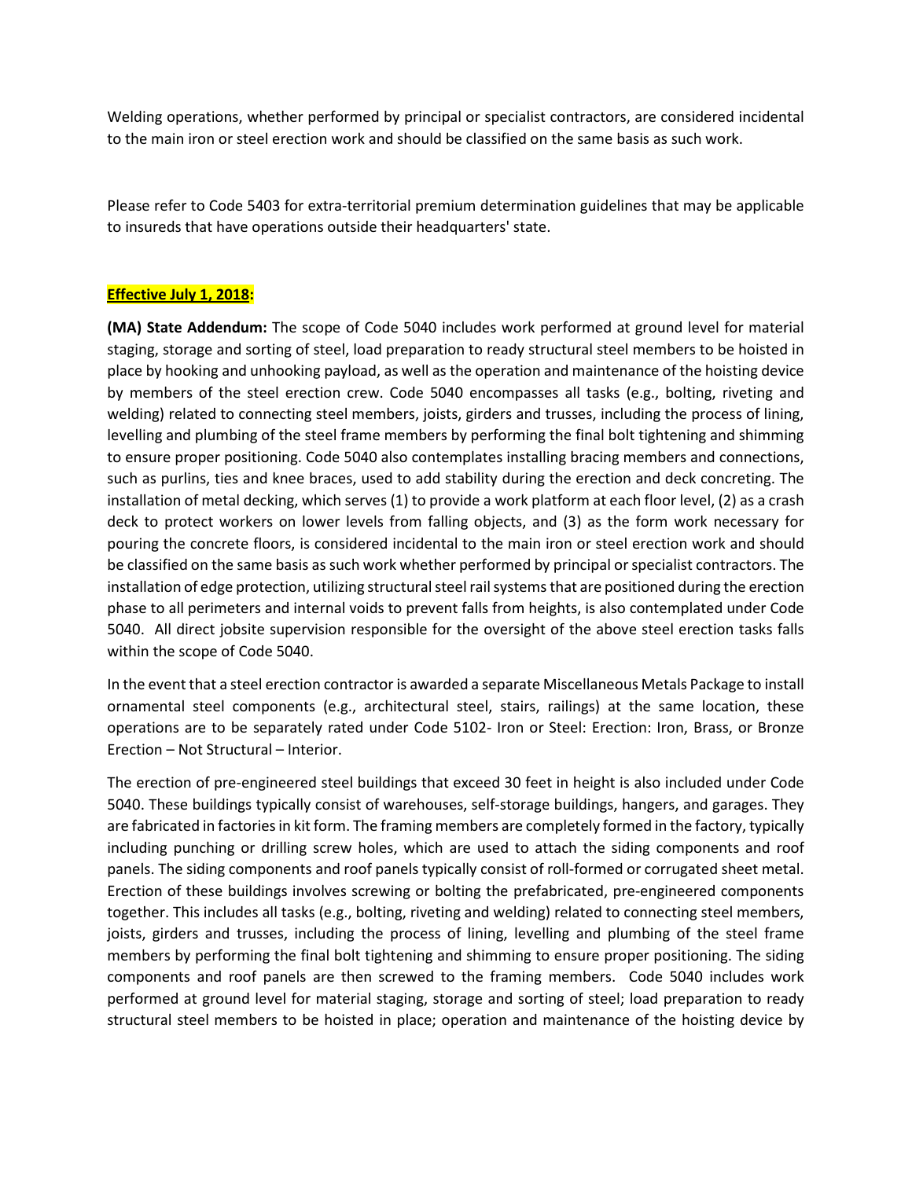Welding operations, whether performed by principal or specialist contractors, are considered incidental to the main iron or steel erection work and should be classified on the same basis as such work.

Please refer to Code 5403 for extra-territorial premium determination guidelines that may be applicable to insureds that have operations outside their headquarters' state.

**Effective July 1, 2018:**

**(MA) State Addendum:** The scope of Code 5040 includes work performed at ground level for material staging, storage and sorting of steel, load preparation to ready structural steel members to be hoisted in place by hooking and unhooking payload, as well as the operation and maintenance of the hoisting device by members of the steel erection crew. Code 5040 encompasses all tasks (e.g., bolting, riveting and welding) related to connecting steel members, joists, girders and trusses, including the process of lining, levelling and plumbing of the steel frame members by performing the final bolt tightening and shimming to ensure proper positioning. Code 5040 also contemplates installing bracing members and connections, such as purlins, ties and knee braces, used to add stability during the erection and deck concreting. The installation of metal decking, which serves (1) to provide a work platform at each floor level, (2) as a crash deck to protect workers on lower levels from falling objects, and (3) as the form work necessary for pouring the concrete floors, is considered incidental to the main iron or steel erection work and should be classified on the same basis as such work whether performed by principal or specialist contractors. The installation of edge protection, utilizing structural steel rail systems that are positioned during the erection phase to all perimeters and internal voids to prevent falls from heights, is also contemplated under Code 5040. All direct jobsite supervision responsible for the oversight of the above steel erection tasks falls within the scope of Code 5040.

In the event that a steel erection contractor is awarded a separate Miscellaneous Metals Package to install ornamental steel components (e.g., architectural steel, stairs, railings) at the same location, these operations are to be separately rated under Code 5102- Iron or Steel: Erection: Iron, Brass, or Bronze Erection – Not Structural – Interior.

The erection of pre-engineered steel buildings that exceed 30 feet in height is also included under Code 5040. These buildings typically consist of warehouses, self-storage buildings, hangers, and garages. They are fabricated in factories in kit form. The framing members are completely formed in the factory, typically including punching or drilling screw holes, which are used to attach the siding components and roof panels. The siding components and roof panels typically consist of roll-formed or corrugated sheet metal. Erection of these buildings involves screwing or bolting the prefabricated, pre-engineered components together. This includes all tasks (e.g., bolting, riveting and welding) related to connecting steel members, joists, girders and trusses, including the process of lining, levelling and plumbing of the steel frame members by performing the final bolt tightening and shimming to ensure proper positioning. The siding components and roof panels are then screwed to the framing members. Code 5040 includes work performed at ground level for material staging, storage and sorting of steel; load preparation to ready structural steel members to be hoisted in place; operation and maintenance of the hoisting device by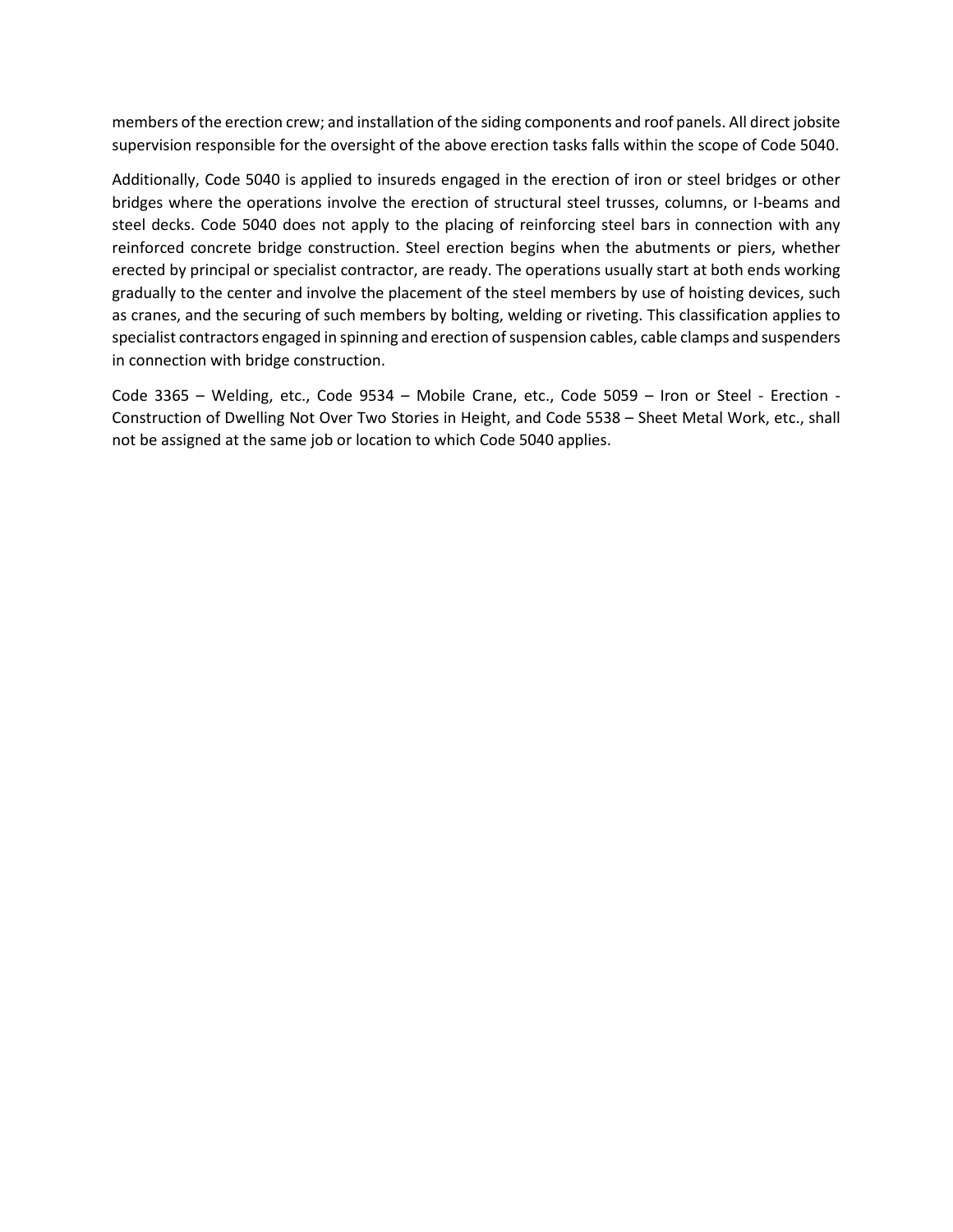members of the erection crew; and installation of the siding components and roof panels. All direct jobsite supervision responsible for the oversight of the above erection tasks falls within the scope of Code 5040.

Additionally, Code 5040 is applied to insureds engaged in the erection of iron or steel bridges or other bridges where the operations involve the erection of structural steel trusses, columns, or I-beams and steel decks. Code 5040 does not apply to the placing of reinforcing steel bars in connection with any reinforced concrete bridge construction. Steel erection begins when the abutments or piers, whether erected by principal or specialist contractor, are ready. The operations usually start at both ends working gradually to the center and involve the placement of the steel members by use of hoisting devices, such as cranes, and the securing of such members by bolting, welding or riveting. This classification applies to specialist contractors engaged in spinning and erection of suspension cables, cable clamps and suspenders in connection with bridge construction.

Code 3365 – Welding, etc., Code 9534 – Mobile Crane, etc., Code 5059 – Iron or Steel - Erection - Construction of Dwelling Not Over Two Stories in Height, and Code 5538 – Sheet Metal Work, etc., shall not be assigned at the same job or location to which Code 5040 applies.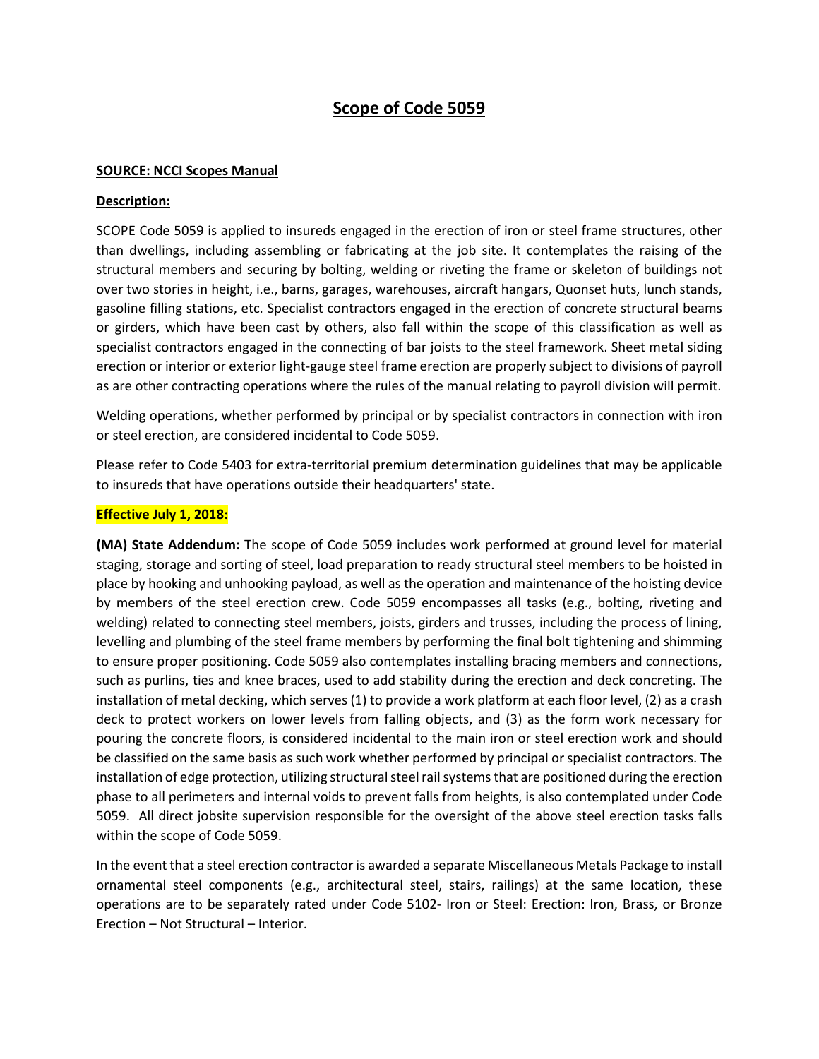# Scope of Code 5059

**SOURCE: NCCI Scopes Manual**

**Description:**

SCOPE Code 5059 is applied to insureds engaged in the erection of iron or steel frame structures, other than dwellings, including assembling or fabricating at the job site. It contemplates the raising of the structural members and securing by bolting, welding or riveting the frame or skeleton of buildings not over two stories in height, i.e., barns, garages, warehouses, aircraft hangars, Quonset huts, lunch stands, gasoline filling stations, etc. Specialist contractors engaged in the erection of concrete structural beams or girders, which have been cast by others, also fall within the scope of this classification as well as specialist contractors engaged in the connecting of bar joists to the steel framework. Sheet metal siding erection or interior or exterior light-gauge steel frame erection are properly subject to divisions of payroll as are other contracting operations where the rules of the manual relating to payroll division will permit.

Welding operations, whether performed by principal or by specialist contractors in connection with iron or steel erection, are considered incidental to Code 5059.

Please refer to Code 5403 for extra-territorial premium determination guidelines that may be applicable to insureds that have operations outside their headquarters' state.

**Effective July 1, 2018:**

**(MA) State Addendum:** The scope of Code 5059 includes work performed at ground level for material staging, storage and sorting of steel, load preparation to ready structural steel members to be hoisted in place by hooking and unhooking payload, as well as the operation and maintenance of the hoisting device by members of the steel erection crew. Code 5059 encompasses all tasks (e.g., bolting, riveting and welding) related to connecting steel members, joists, girders and trusses, including the process of lining, levelling and plumbing of the steel frame members by performing the final bolt tightening and shimming to ensure proper positioning. Code 5059 also contemplates installing bracing members and connections, such as purlins, ties and knee braces, used to add stability during the erection and deck concreting. The installation of metal decking, which serves (1) to provide a work platform at each floor level, (2) as a crash deck to protect workers on lower levels from falling objects, and (3) as the form work necessary for pouring the concrete floors, is considered incidental to the main iron or steel erection work and should be classified on the same basis as such work whether performed by principal or specialist contractors. The installation of edge protection, utilizing structural steel rail systems that are positioned during the erection phase to all perimeters and internal voids to prevent falls from heights, is also contemplated under Code 5059. All direct jobsite supervision responsible for the oversight of the above steel erection tasks falls within the scope of Code 5059.

In the event that a steel erection contractor is awarded a separate Miscellaneous Metals Package to install ornamental steel components (e.g., architectural steel, stairs, railings) at the same location, these operations are to be separately rated under Code 5102- Iron or Steel: Erection: Iron, Brass, or Bronze Erection – Not Structural – Interior.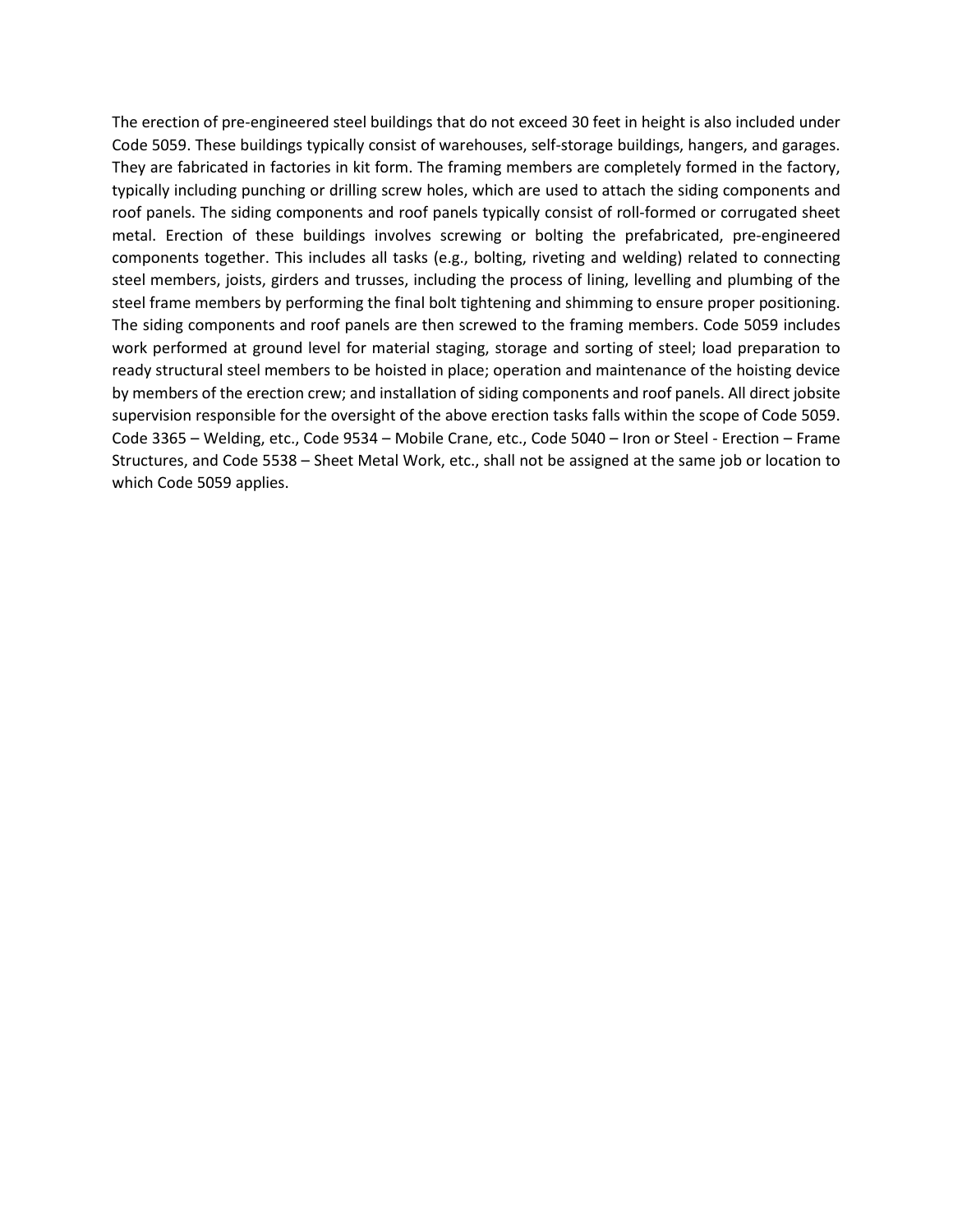The erection of pre-engineered steel buildings that do not exceed 30 feet in height is also included under Code 5059. These buildings typically consist of warehouses, self-storage buildings, hangers, and garages. They are fabricated in factories in kit form. The framing members are completely formed in the factory, typically including punching or drilling screw holes, which are used to attach the siding components and roof panels. The siding components and roof panels typically consist of roll-formed or corrugated sheet metal. Erection of these buildings involves screwing or bolting the prefabricated, pre-engineered components together. This includes all tasks (e.g., bolting, riveting and welding) related to connecting steel members, joists, girders and trusses, including the process of lining, levelling and plumbing of the steel frame members by performing the final bolt tightening and shimming to ensure proper positioning. The siding components and roof panels are then screwed to the framing members. Code 5059 includes work performed at ground level for material staging, storage and sorting of steel; load preparation to ready structural steel members to be hoisted in place; operation and maintenance of the hoisting device by members of the erection crew; and installation of siding components and roof panels. All direct jobsite supervision responsible for the oversight of the above erection tasks falls within the scope of Code 5059. Code 3365 – Welding, etc., Code 9534 – Mobile Crane, etc., Code 5040 – Iron or Steel - Erection – Frame Structures, and Code 5538 – Sheet Metal Work, etc., shall not be assigned at the same job or location to which Code 5059 applies.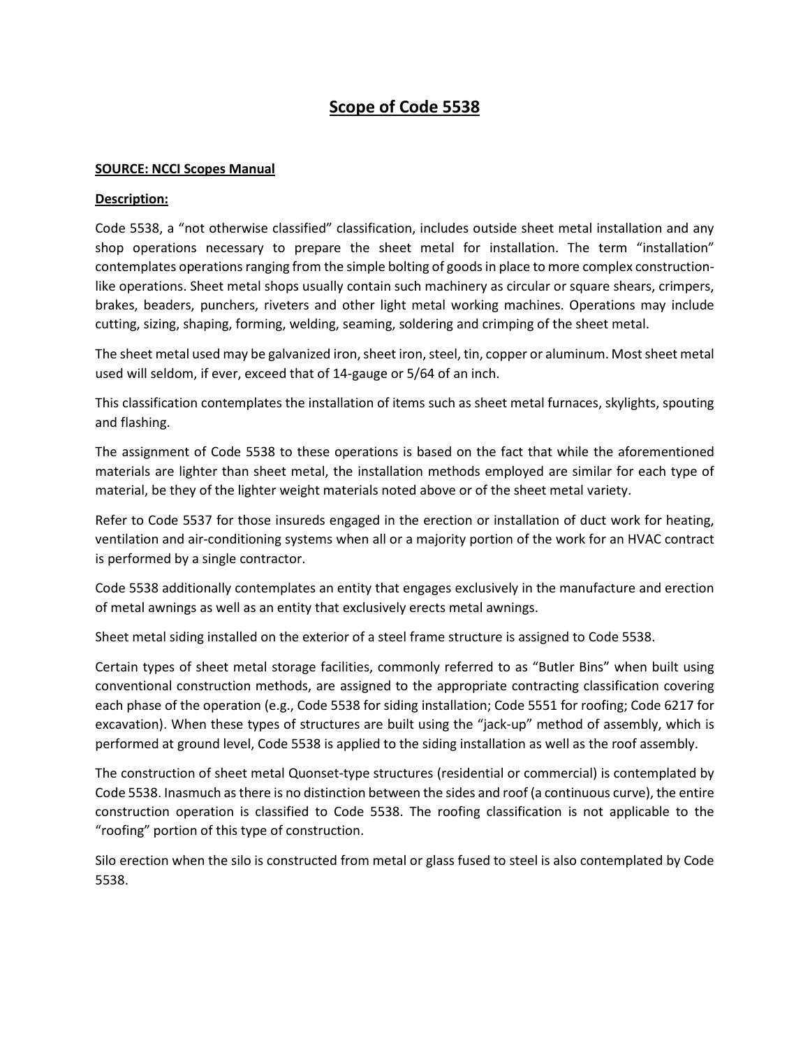# Scope of Code 5538

**SOURCE: NCCI Scopes Manual**

**Description:**

Code 5538, a "not otherwise classified" classification, includes outside sheet metal installation and any shop operations necessary to prepare the sheet metal for installation. The term "installation" contemplates operations ranging from the simple bolting of goods in place to more complex construction-like operations. Sheet metal shops usually contain such machinery as circular or square shears, crimpers, brakes, beaders, punchers, riveters and other light metal working machines. Operations may include cutting, sizing, shaping, forming, welding, seaming, soldering and crimping of the sheet metal.

The sheet metal used may be galvanized iron, sheet iron, steel, tin, copper or aluminum. Most sheet metal used will seldom, if ever, exceed that of 14-gauge or 5/64 of an inch.

This classification contemplates the installation of items such as sheet metal furnaces, skylights, spouting and flashing.

The assignment of Code 5538 to these operations is based on the fact that while the aforementioned materials are lighter than sheet metal, the installation methods employed are similar for each type of material, be they of the lighter weight materials noted above or of the sheet metal variety.

Refer to Code 5537 for those insureds engaged in the erection or installation of duct work for heating, ventilation and air-conditioning systems when all or a majority portion of the work for an HVAC contract is performed by a single contractor.

Code 5538 additionally contemplates an entity that engages exclusively in the manufacture and erection of metal awnings as well as an entity that exclusively erects metal awnings.

Sheet metal siding installed on the exterior of a steel frame structure is assigned to Code 5538.

Certain types of sheet metal storage facilities, commonly referred to as "Butler Bins" when built using conventional construction methods, are assigned to the appropriate contracting classification covering each phase of the operation (e.g., Code 5538 for siding installation; Code 5551 for roofing; Code 6217 for excavation). When these types of structures are built using the "jack-up" method of assembly, which is performed at ground level, Code 5538 is applied to the siding installation as well as the roof assembly.

The construction of sheet metal Quonset-type structures (residential or commercial) is contemplated by Code 5538. Inasmuch as there is no distinction between the sides and roof (a continuous curve), the entire construction operation is classified to Code 5538. The roofing classification is not applicable to the "roofing" portion of this type of construction.

Silo erection when the silo is constructed from metal or glass fused to steel is also contemplated by Code 5538.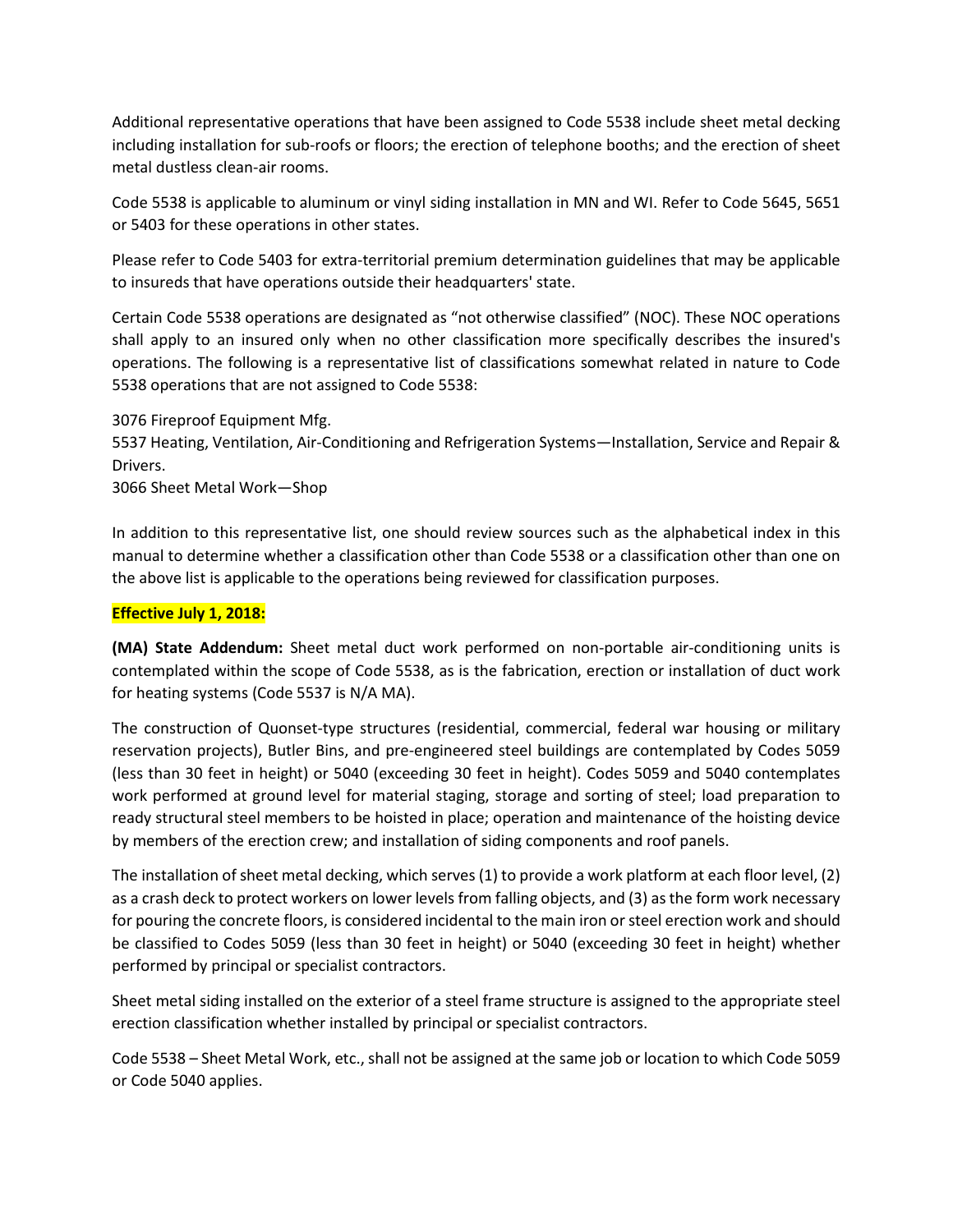Additional representative operations that have been assigned to Code 5538 include sheet metal decking including installation for sub-roofs or floors; the erection of telephone booths; and the erection of sheet metal dustless clean-air rooms.

Code 5538 is applicable to aluminum or vinyl siding installation in MN and WI. Refer to Code 5645, 5651 or 5403 for these operations in other states.

Please refer to Code 5403 for extra-territorial premium determination guidelines that may be applicable to insureds that have operations outside their headquarters' state.

Certain Code 5538 operations are designated as "not otherwise classified" (NOC). These NOC operations shall apply to an insured only when no other classification more specifically describes the insured's operations. The following is a representative list of classifications somewhat related in nature to Code 5538 operations that are not assigned to Code 5538:

3076 Fireproof Equipment Mfg.
5537 Heating, Ventilation, Air-Conditioning and Refrigeration Systems—Installation, Service and Repair & Drivers.
3066 Sheet Metal Work—Shop

In addition to this representative list, one should review sources such as the alphabetical index in this manual to determine whether a classification other than Code 5538 or a classification other than one on the above list is applicable to the operations being reviewed for classification purposes.

**Effective July 1, 2018:**

**(MA) State Addendum:** Sheet metal duct work performed on non-portable air-conditioning units is contemplated within the scope of Code 5538, as is the fabrication, erection or installation of duct work for heating systems (Code 5537 is N/A MA).

The construction of Quonset-type structures (residential, commercial, federal war housing or military reservation projects), Butler Bins, and pre-engineered steel buildings are contemplated by Codes 5059 (less than 30 feet in height) or 5040 (exceeding 30 feet in height). Codes 5059 and 5040 contemplates work performed at ground level for material staging, storage and sorting of steel; load preparation to ready structural steel members to be hoisted in place; operation and maintenance of the hoisting device by members of the erection crew; and installation of siding components and roof panels.

The installation of sheet metal decking, which serves (1) to provide a work platform at each floor level, (2) as a crash deck to protect workers on lower levels from falling objects, and (3) as the form work necessary for pouring the concrete floors, is considered incidental to the main iron or steel erection work and should be classified to Codes 5059 (less than 30 feet in height) or 5040 (exceeding 30 feet in height) whether performed by principal or specialist contractors.

Sheet metal siding installed on the exterior of a steel frame structure is assigned to the appropriate steel erection classification whether installed by principal or specialist contractors.

Code 5538 – Sheet Metal Work, etc., shall not be assigned at the same job or location to which Code 5059 or Code 5040 applies.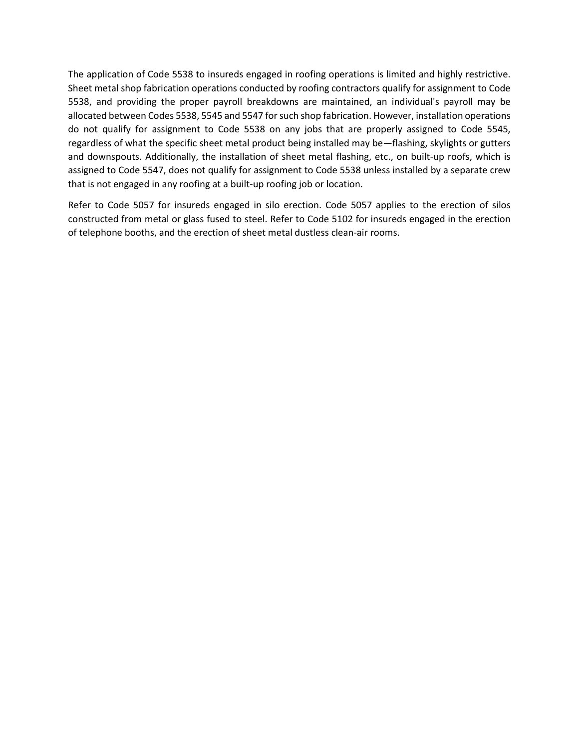The application of Code 5538 to insureds engaged in roofing operations is limited and highly restrictive. Sheet metal shop fabrication operations conducted by roofing contractors qualify for assignment to Code 5538, and providing the proper payroll breakdowns are maintained, an individual's payroll may be allocated between Codes 5538, 5545 and 5547 for such shop fabrication. However, installation operations do not qualify for assignment to Code 5538 on any jobs that are properly assigned to Code 5545, regardless of what the specific sheet metal product being installed may be—flashing, skylights or gutters and downspouts. Additionally, the installation of sheet metal flashing, etc., on built-up roofs, which is assigned to Code 5547, does not qualify for assignment to Code 5538 unless installed by a separate crew that is not engaged in any roofing at a built-up roofing job or location.

Refer to Code 5057 for insureds engaged in silo erection. Code 5057 applies to the erection of silos constructed from metal or glass fused to steel. Refer to Code 5102 for insureds engaged in the erection of telephone booths, and the erection of sheet metal dustless clean-air rooms.